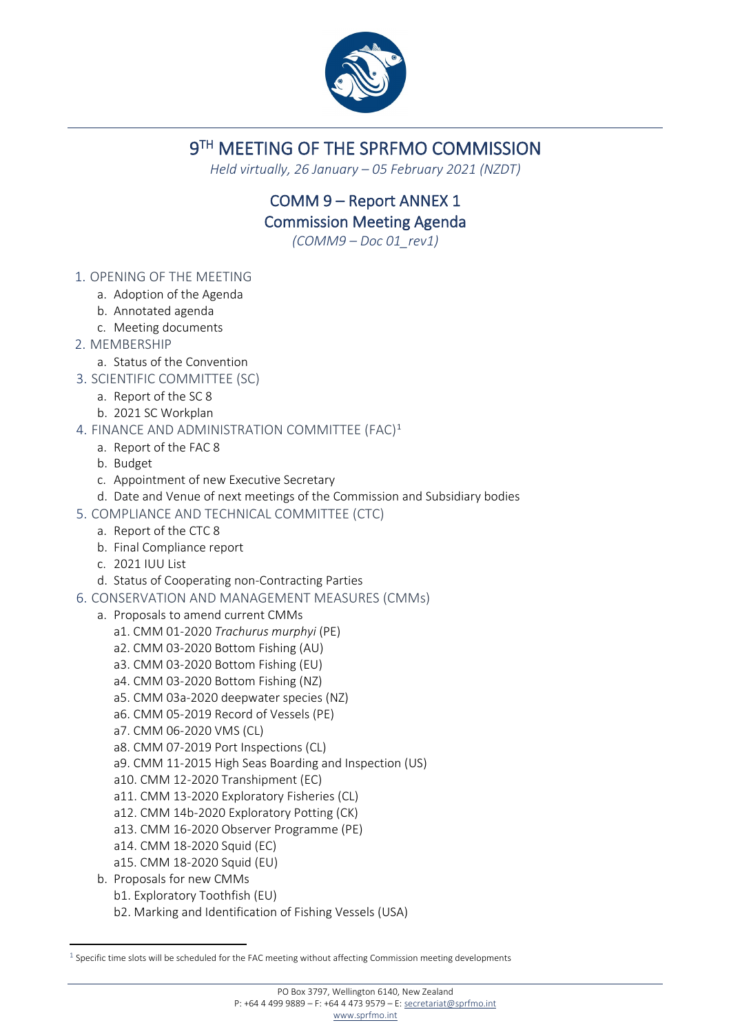# 9TH MEETING OF THE SPRFMO COMMISSION

*Held virtually, 26 January – 05 February 2021 (NZDT)*

## COMM 9 – Report ANNEX 1
## Commission Meeting Agenda

*(COMM9 – Doc 01_rev1)*

1. OPENING OF THE MEETING
   a. Adoption of the Agenda
   b. Annotated agenda
   c. Meeting documents
2. MEMBERSHIP
   a. Status of the Convention
3. SCIENTIFIC COMMITTEE (SC)
   a. Report of the SC 8
   b. 2021 SC Workplan
4. FINANCE AND ADMINISTRATION COMMITTEE (FAC)[1]
   a. Report of the FAC 8
   b. Budget
   c. Appointment of new Executive Secretary
   d. Date and Venue of next meetings of the Commission and Subsidiary bodies
5. COMPLIANCE AND TECHNICAL COMMITTEE (CTC)
   a. Report of the CTC 8
   b. Final Compliance report
   c. 2021 IUU List
   d. Status of Cooperating non-Contracting Parties
6. CONSERVATION AND MANAGEMENT MEASURES (CMMs)
   a. Proposals to amend current CMMs
      - a1. CMM 01-2020 *Trachurus murphyi* (PE)
      - a2. CMM 03-2020 Bottom Fishing (AU)
      - a3. CMM 03-2020 Bottom Fishing (EU)
      - a4. CMM 03-2020 Bottom Fishing (NZ)
      - a5. CMM 03a-2020 deepwater species (NZ)
      - a6. CMM 05-2019 Record of Vessels (PE)
      - a7. CMM 06-2020 VMS (CL)
      - a8. CMM 07-2019 Port Inspections (CL)
      - a9. CMM 11-2015 High Seas Boarding and Inspection (US)
      - a10. CMM 12-2020 Transhipment (EC)
      - a11. CMM 13-2020 Exploratory Fisheries (CL)
      - a12. CMM 14b-2020 Exploratory Potting (CK)
      - a13. CMM 16-2020 Observer Programme (PE)
      - a14. CMM 18-2020 Squid (EC)
      - a15. CMM 18-2020 Squid (EU)
   b. Proposals for new CMMs
      - b1. Exploratory Toothfish (EU)
      - b2. Marking and Identification of Fishing Vessels (USA)

[1] Specific time slots will be scheduled for the FAC meeting without affecting Commission meeting developments

PO Box 3797, Wellington 6140, New Zealand
P: +64 4 499 9889 – F: +64 4 473 9579 – E: secretariat@sprfmo.int
www.sprfmo.int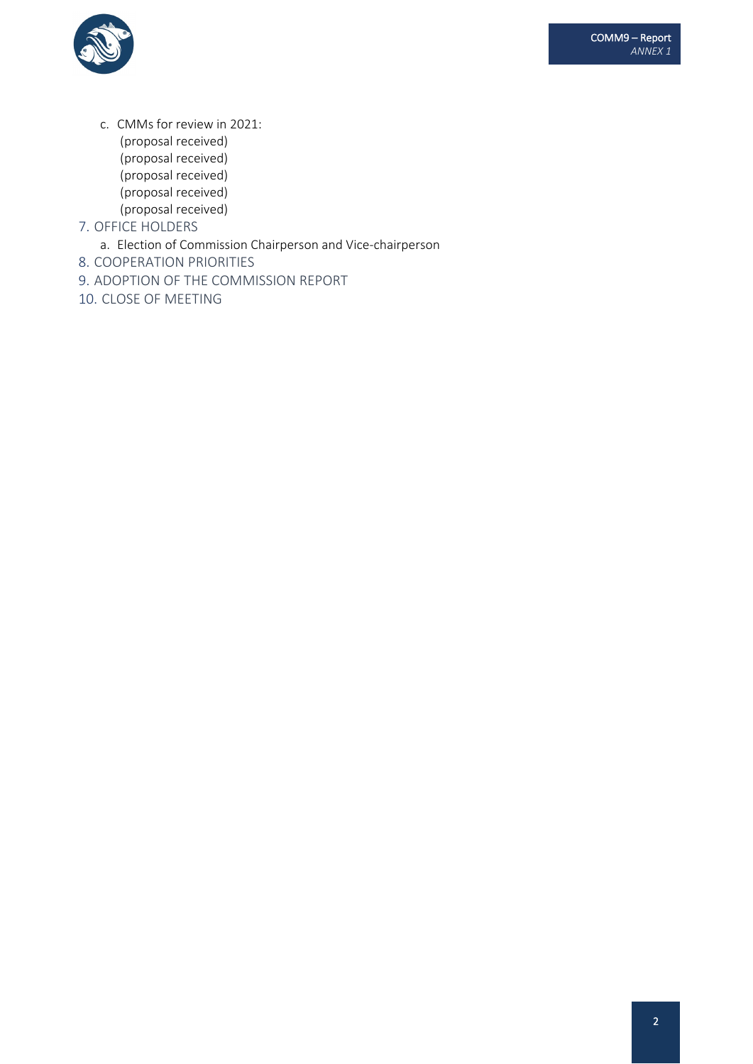c. CMMs for review in 2021:
   (proposal received)
   (proposal received)
   (proposal received)
   (proposal received)
   (proposal received)

7. OFFICE HOLDERS
   a. Election of Commission Chairperson and Vice-chairperson

8. COOPERATION PRIORITIES

9. ADOPTION OF THE COMMISSION REPORT

10. CLOSE OF MEETING